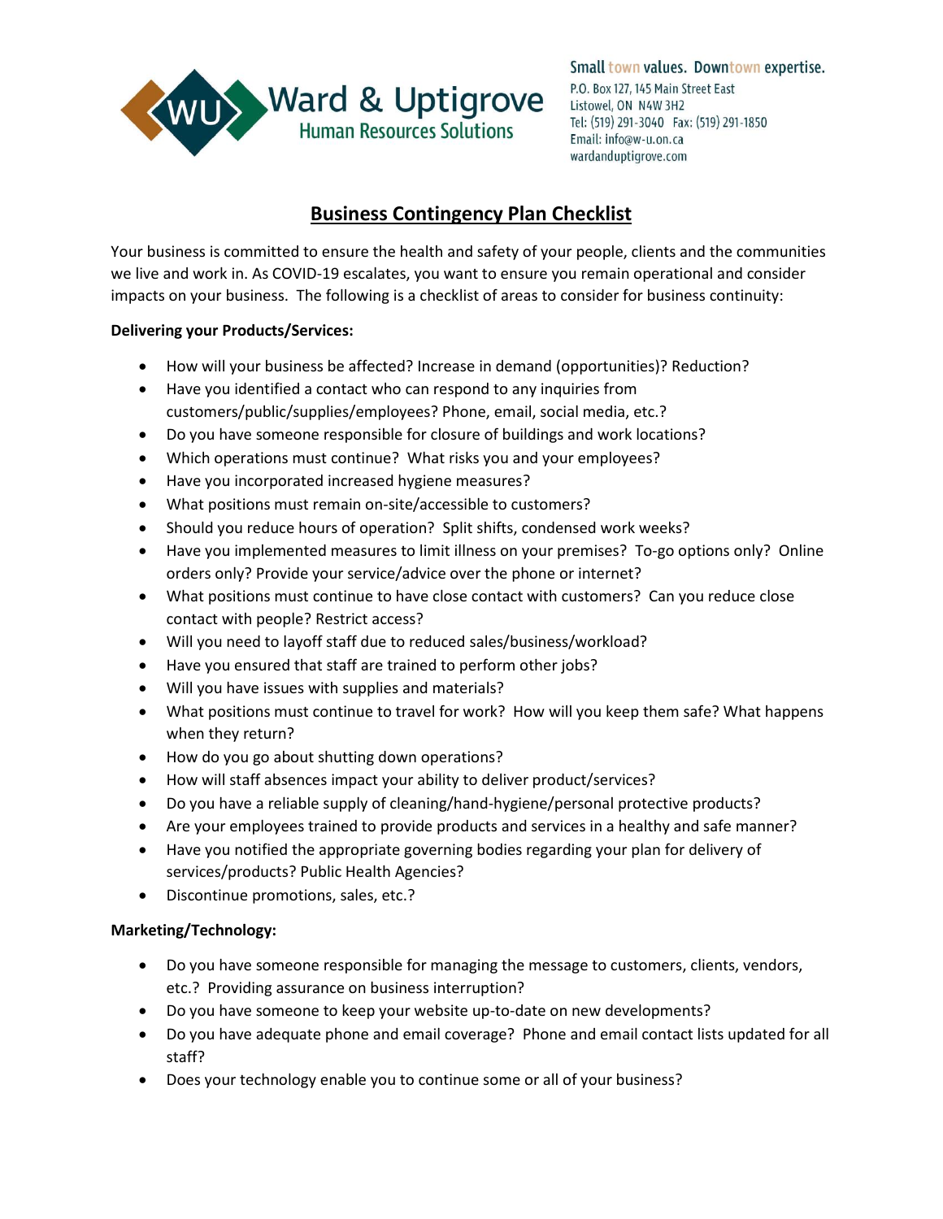Ward & Uptigrove
Human Resources Solutions

Small town values. Downtown expertise.
P.O. Box 127, 145 Main Street East
Listowel, ON N4W 3H2
Tel: (519) 291-3040 Fax: (519) 291-1850
Email: info@w-u.on.ca
wardanduptigrove.com

# Business Contingency Plan Checklist

Your business is committed to ensure the health and safety of your people, clients and the communities we live and work in. As COVID-19 escalates, you want to ensure you remain operational and consider impacts on your business. The following is a checklist of areas to consider for business continuity:

**Delivering your Products/Services:**

- How will your business be affected? Increase in demand (opportunities)? Reduction?
- Have you identified a contact who can respond to any inquiries from customers/public/supplies/employees? Phone, email, social media, etc.?
- Do you have someone responsible for closure of buildings and work locations?
- Which operations must continue? What risks you and your employees?
- Have you incorporated increased hygiene measures?
- What positions must remain on-site/accessible to customers?
- Should you reduce hours of operation? Split shifts, condensed work weeks?
- Have you implemented measures to limit illness on your premises? To-go options only? Online orders only? Provide your service/advice over the phone or internet?
- What positions must continue to have close contact with customers? Can you reduce close contact with people? Restrict access?
- Will you need to layoff staff due to reduced sales/business/workload?
- Have you ensured that staff are trained to perform other jobs?
- Will you have issues with supplies and materials?
- What positions must continue to travel for work? How will you keep them safe? What happens when they return?
- How do you go about shutting down operations?
- How will staff absences impact your ability to deliver product/services?
- Do you have a reliable supply of cleaning/hand-hygiene/personal protective products?
- Are your employees trained to provide products and services in a healthy and safe manner?
- Have you notified the appropriate governing bodies regarding your plan for delivery of services/products? Public Health Agencies?
- Discontinue promotions, sales, etc.?

**Marketing/Technology:**

- Do you have someone responsible for managing the message to customers, clients, vendors, etc.? Providing assurance on business interruption?
- Do you have someone to keep your website up-to-date on new developments?
- Do you have adequate phone and email coverage? Phone and email contact lists updated for all staff?
- Does your technology enable you to continue some or all of your business?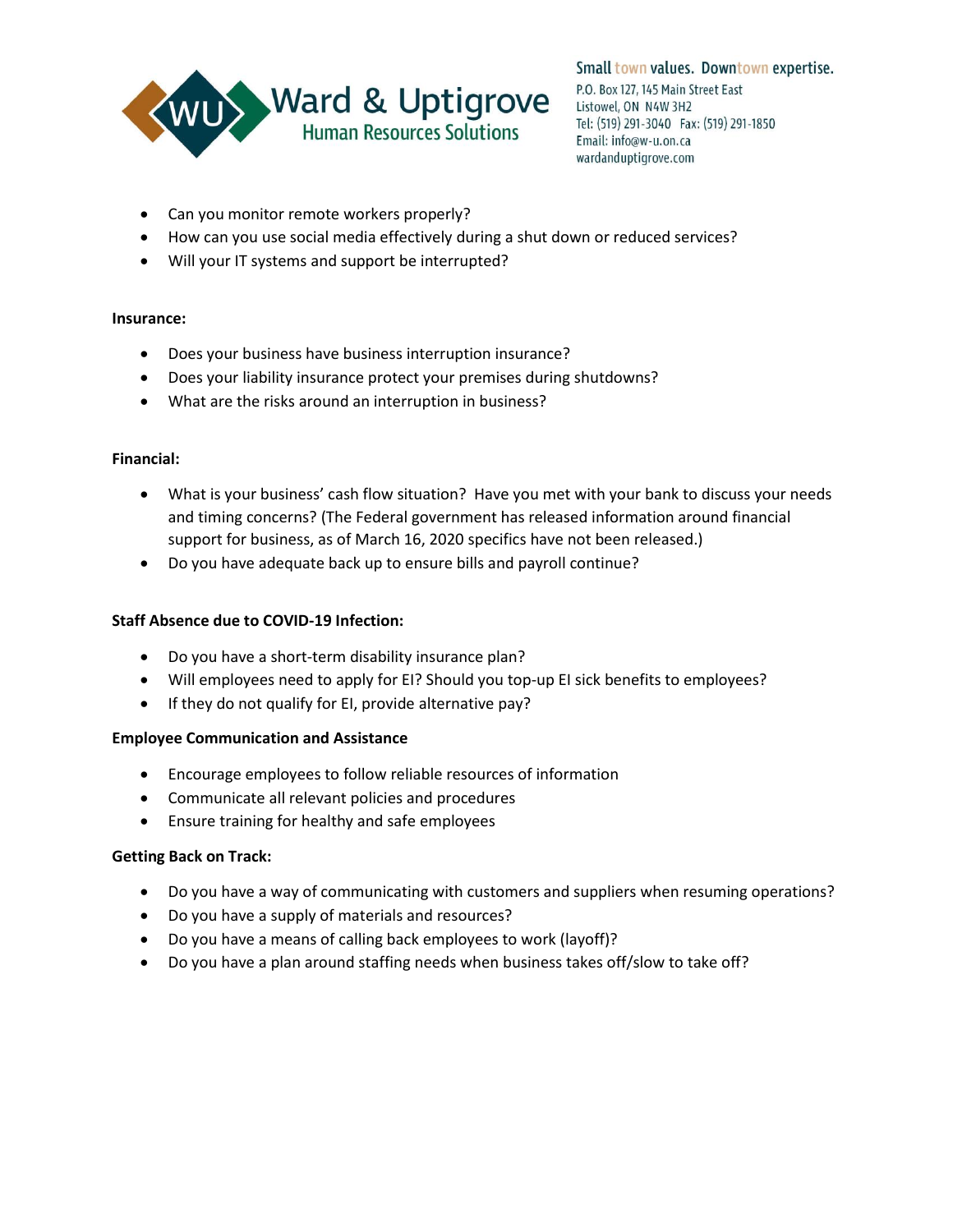- Can you monitor remote workers properly?
- How can you use social media effectively during a shut down or reduced services?
- Will your IT systems and support be interrupted?

**Insurance:**

- Does your business have business interruption insurance?
- Does your liability insurance protect your premises during shutdowns?
- What are the risks around an interruption in business?

**Financial:**

- What is your business' cash flow situation? Have you met with your bank to discuss your needs and timing concerns? (The Federal government has released information around financial support for business, as of March 16, 2020 specifics have not been released.)
- Do you have adequate back up to ensure bills and payroll continue?

**Staff Absence due to COVID-19 Infection:**

- Do you have a short-term disability insurance plan?
- Will employees need to apply for EI? Should you top-up EI sick benefits to employees?
- If they do not qualify for EI, provide alternative pay?

**Employee Communication and Assistance**

- Encourage employees to follow reliable resources of information
- Communicate all relevant policies and procedures
- Ensure training for healthy and safe employees

**Getting Back on Track:**

- Do you have a way of communicating with customers and suppliers when resuming operations?
- Do you have a supply of materials and resources?
- Do you have a means of calling back employees to work (layoff)?
- Do you have a plan around staffing needs when business takes off/slow to take off?